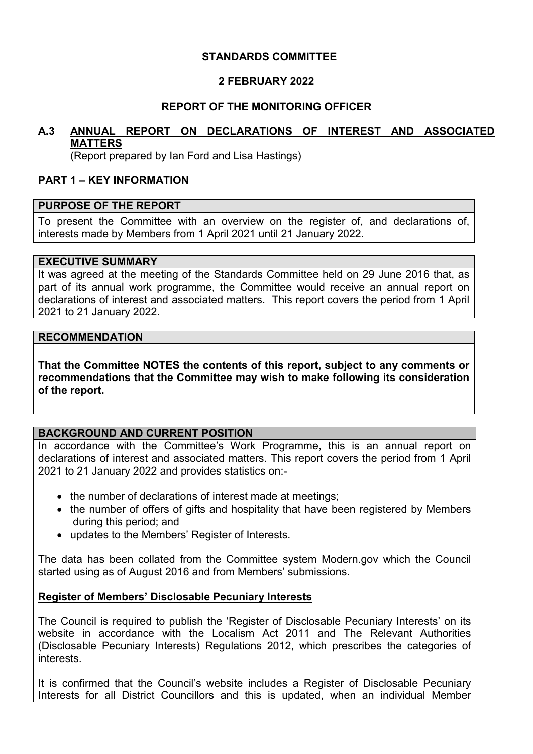**STANDARDS COMMITTEE**

**2 FEBRUARY 2022**

**REPORT OF THE MONITORING OFFICER**

# A.3 ANNUAL REPORT ON DECLARATIONS OF INTEREST AND ASSOCIATED MATTERS

(Report prepared by Ian Ford and Lisa Hastings)

## PART 1 – KEY INFORMATION

### PURPOSE OF THE REPORT

To present the Committee with an overview on the register of, and declarations of, interests made by Members from 1 April 2021 until 21 January 2022.

### EXECUTIVE SUMMARY

It was agreed at the meeting of the Standards Committee held on 29 June 2016 that, as part of its annual work programme, the Committee would receive an annual report on declarations of interest and associated matters. This report covers the period from 1 April 2021 to 21 January 2022.

### RECOMMENDATION

**That the Committee NOTES the contents of this report, subject to any comments or recommendations that the Committee may wish to make following its consideration of the report.**

### BACKGROUND AND CURRENT POSITION

In accordance with the Committee's Work Programme, this is an annual report on declarations of interest and associated matters. This report covers the period from 1 April 2021 to 21 January 2022 and provides statistics on:-

- the number of declarations of interest made at meetings;
- the number of offers of gifts and hospitality that have been registered by Members during this period; and
- updates to the Members' Register of Interests.

The data has been collated from the Committee system Modern.gov which the Council started using as of August 2016 and from Members' submissions.

**Register of Members' Disclosable Pecuniary Interests**

The Council is required to publish the 'Register of Disclosable Pecuniary Interests' on its website in accordance with the Localism Act 2011 and The Relevant Authorities (Disclosable Pecuniary Interests) Regulations 2012, which prescribes the categories of interests.

It is confirmed that the Council's website includes a Register of Disclosable Pecuniary Interests for all District Councillors and this is updated, when an individual Member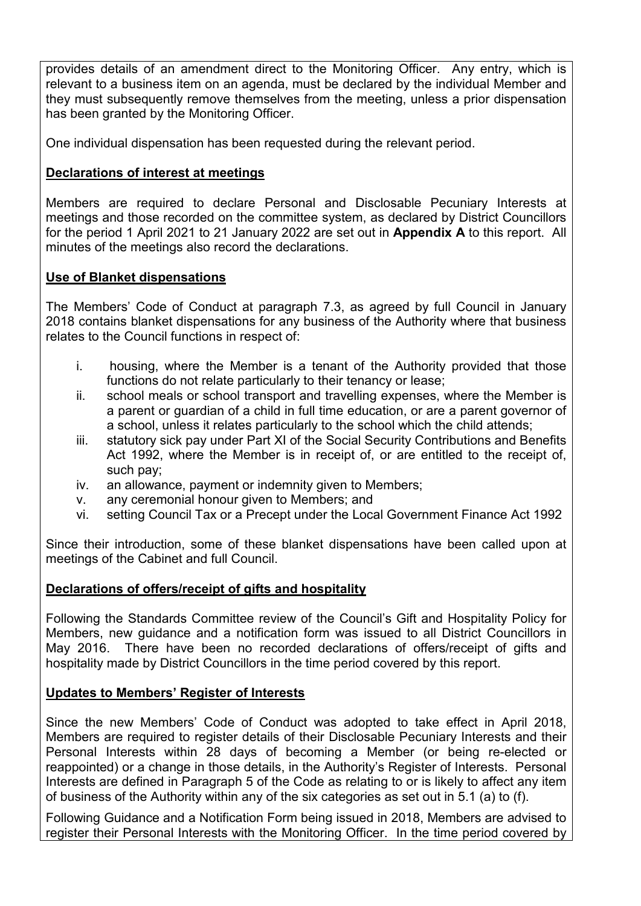provides details of an amendment direct to the Monitoring Officer. Any entry, which is relevant to a business item on an agenda, must be declared by the individual Member and they must subsequently remove themselves from the meeting, unless a prior dispensation has been granted by the Monitoring Officer.

One individual dispensation has been requested during the relevant period.

**Declarations of interest at meetings**

Members are required to declare Personal and Disclosable Pecuniary Interests at meetings and those recorded on the committee system, as declared by District Councillors for the period 1 April 2021 to 21 January 2022 are set out in **Appendix A** to this report. All minutes of the meetings also record the declarations.

**Use of Blanket dispensations**

The Members' Code of Conduct at paragraph 7.3, as agreed by full Council in January 2018 contains blanket dispensations for any business of the Authority where that business relates to the Council functions in respect of:

i. housing, where the Member is a tenant of the Authority provided that those functions do not relate particularly to their tenancy or lease;
ii. school meals or school transport and travelling expenses, where the Member is a parent or guardian of a child in full time education, or are a parent governor of a school, unless it relates particularly to the school which the child attends;
iii. statutory sick pay under Part XI of the Social Security Contributions and Benefits Act 1992, where the Member is in receipt of, or are entitled to the receipt of, such pay;
iv. an allowance, payment or indemnity given to Members;
v. any ceremonial honour given to Members; and
vi. setting Council Tax or a Precept under the Local Government Finance Act 1992

Since their introduction, some of these blanket dispensations have been called upon at meetings of the Cabinet and full Council.

**Declarations of offers/receipt of gifts and hospitality**

Following the Standards Committee review of the Council's Gift and Hospitality Policy for Members, new guidance and a notification form was issued to all District Councillors in May 2016. There have been no recorded declarations of offers/receipt of gifts and hospitality made by District Councillors in the time period covered by this report.

**Updates to Members' Register of Interests**

Since the new Members' Code of Conduct was adopted to take effect in April 2018, Members are required to register details of their Disclosable Pecuniary Interests and their Personal Interests within 28 days of becoming a Member (or being re-elected or reappointed) or a change in those details, in the Authority's Register of Interests. Personal Interests are defined in Paragraph 5 of the Code as relating to or is likely to affect any item of business of the Authority within any of the six categories as set out in 5.1 (a) to (f).

Following Guidance and a Notification Form being issued in 2018, Members are advised to register their Personal Interests with the Monitoring Officer. In the time period covered by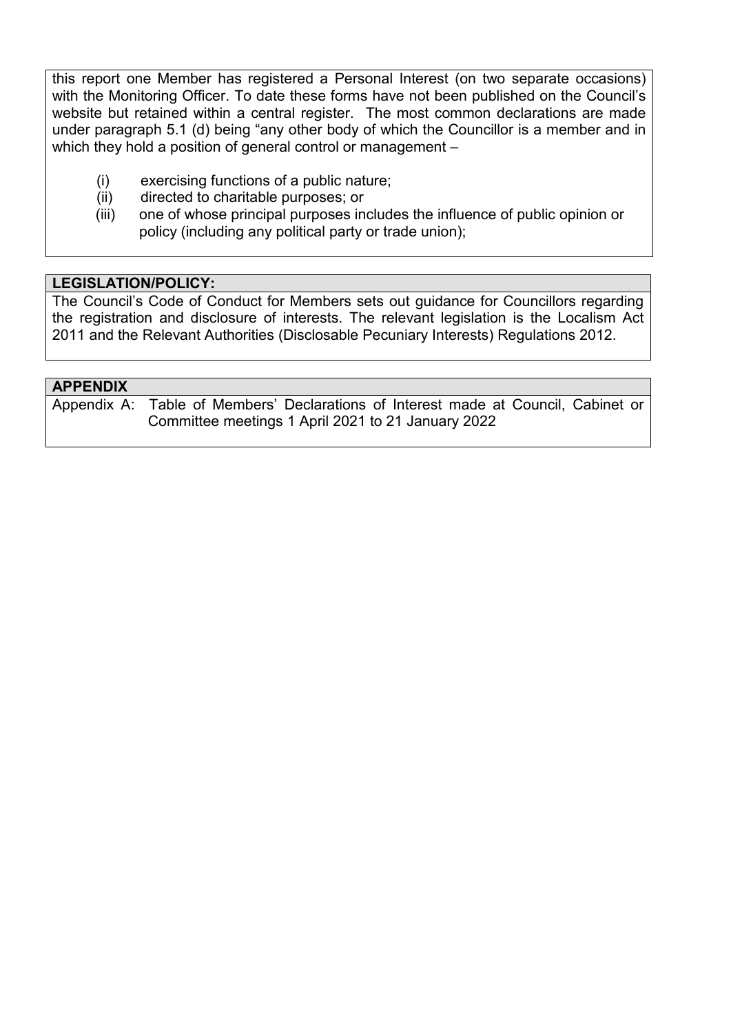this report one Member has registered a Personal Interest (on two separate occasions) with the Monitoring Officer. To date these forms have not been published on the Council's website but retained within a central register. The most common declarations are made under paragraph 5.1 (d) being "any other body of which the Councillor is a member and in which they hold a position of general control or management –

(i) exercising functions of a public nature;
(ii) directed to charitable purposes; or
(iii) one of whose principal purposes includes the influence of public opinion or policy (including any political party or trade union);

**LEGISLATION/POLICY:**

The Council's Code of Conduct for Members sets out guidance for Councillors regarding the registration and disclosure of interests. The relevant legislation is the Localism Act 2011 and the Relevant Authorities (Disclosable Pecuniary Interests) Regulations 2012.

**APPENDIX**

Appendix A: Table of Members' Declarations of Interest made at Council, Cabinet or Committee meetings 1 April 2021 to 21 January 2022